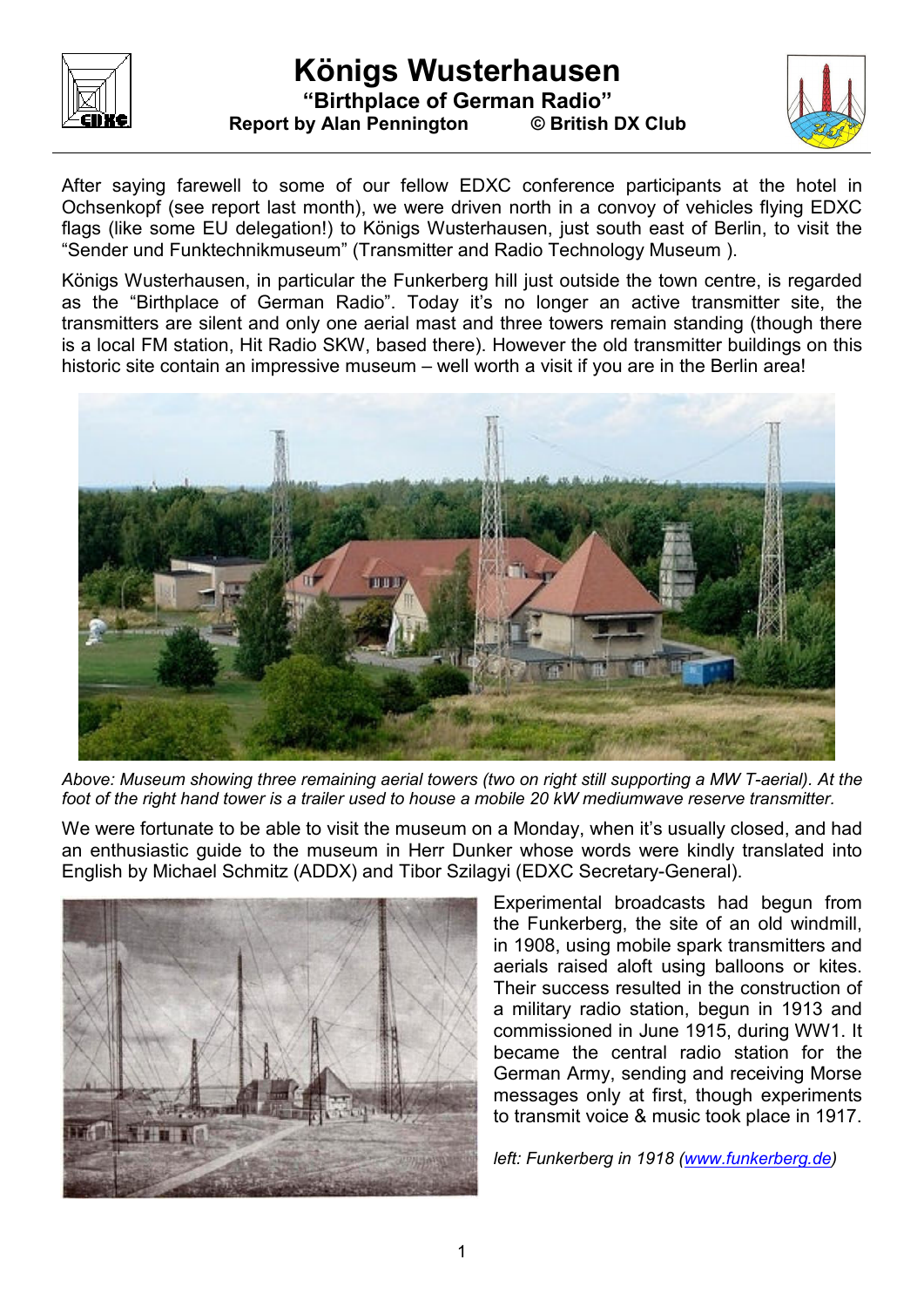# Königs Wusterhausen

**"Birthplace of German Radio"**

**Report by Alan Pennington © British DX Club**

After saying farewell to some of our fellow EDXC conference participants at the hotel in Ochsenkopf (see report last month), we were driven north in a convoy of vehicles flying EDXC flags (like some EU delegation!) to Königs Wusterhausen, just south east of Berlin, to visit the "Sender und Funktechnikmuseum" (Transmitter and Radio Technology Museum ).

Königs Wusterhausen, in particular the Funkerberg hill just outside the town centre, is regarded as the "Birthplace of German Radio". Today it's no longer an active transmitter site, the transmitters are silent and only one aerial mast and three towers remain standing (though there is a local FM station, Hit Radio SKW, based there). However the old transmitter buildings on this historic site contain an impressive museum – well worth a visit if you are in the Berlin area!

*Above: Museum showing three remaining aerial towers (two on right still supporting a MW T-aerial). At the foot of the right hand tower is a trailer used to house a mobile 20 kW mediumwave reserve transmitter.*

We were fortunate to be able to visit the museum on a Monday, when it's usually closed, and had an enthusiastic guide to the museum in Herr Dunker whose words were kindly translated into English by Michael Schmitz (ADDX) and Tibor Szilagyi (EDXC Secretary-General).

Experimental broadcasts had begun from the Funkerberg, the site of an old windmill, in 1908, using mobile spark transmitters and aerials raised aloft using balloons or kites. Their success resulted in the construction of a military radio station, begun in 1913 and commissioned in June 1915, during WW1. It became the central radio station for the German Army, sending and receiving Morse messages only at first, though experiments to transmit voice & music took place in 1917.

*left: Funkerberg in 1918 (www.funkerberg.de)*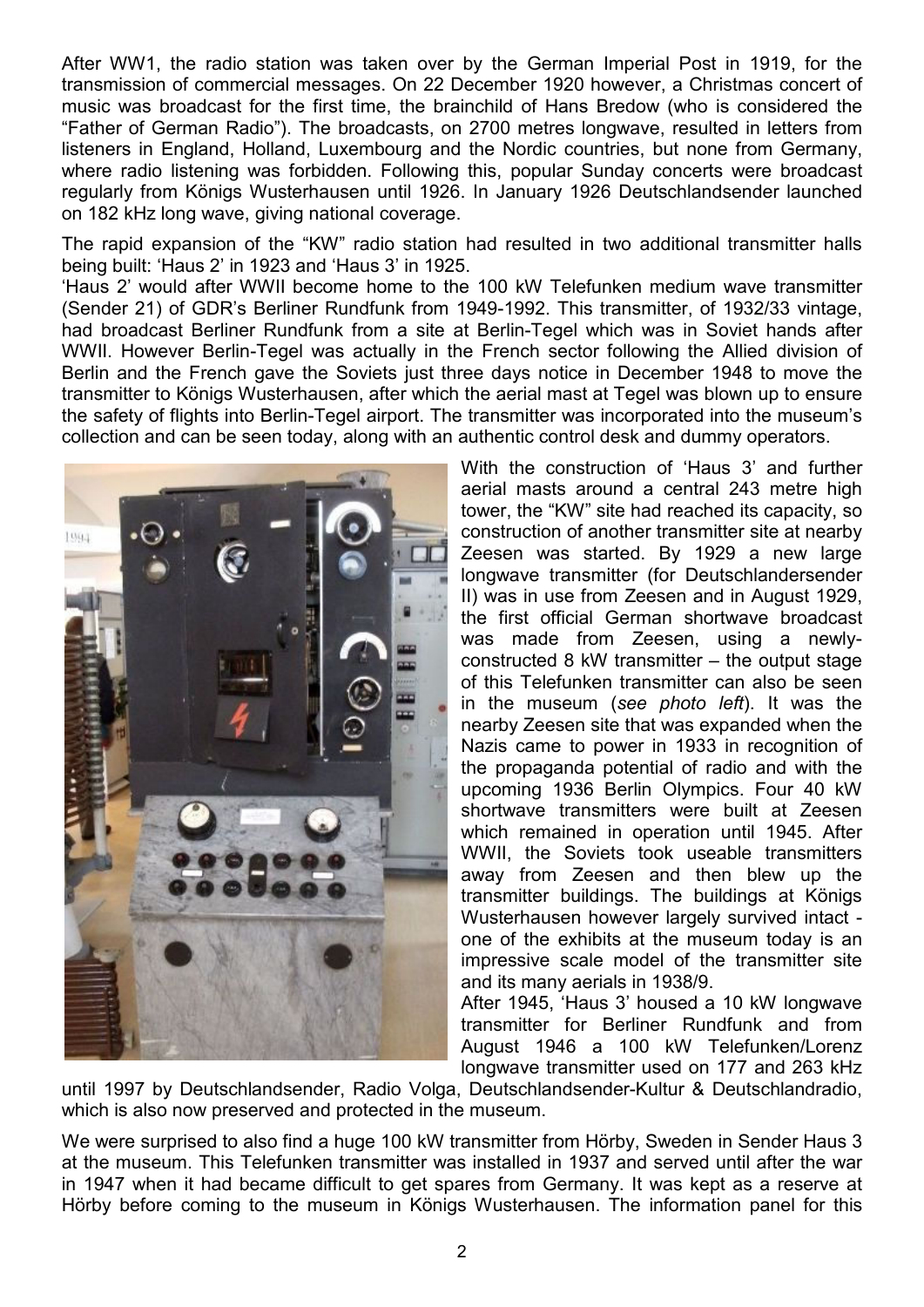After WW1, the radio station was taken over by the German Imperial Post in 1919, for the transmission of commercial messages. On 22 December 1920 however, a Christmas concert of music was broadcast for the first time, the brainchild of Hans Bredow (who is considered the "Father of German Radio"). The broadcasts, on 2700 metres longwave, resulted in letters from listeners in England, Holland, Luxembourg and the Nordic countries, but none from Germany, where radio listening was forbidden. Following this, popular Sunday concerts were broadcast regularly from Königs Wusterhausen until 1926. In January 1926 Deutschlandsender launched on 182 kHz long wave, giving national coverage.

The rapid expansion of the "KW" radio station had resulted in two additional transmitter halls being built: 'Haus 2' in 1923 and 'Haus 3' in 1925.

'Haus 2' would after WWII become home to the 100 kW Telefunken medium wave transmitter (Sender 21) of GDR's Berliner Rundfunk from 1949-1992. This transmitter, of 1932/33 vintage, had broadcast Berliner Rundfunk from a site at Berlin-Tegel which was in Soviet hands after WWII. However Berlin-Tegel was actually in the French sector following the Allied division of Berlin and the French gave the Soviets just three days notice in December 1948 to move the transmitter to Königs Wusterhausen, after which the aerial mast at Tegel was blown up to ensure the safety of flights into Berlin-Tegel airport. The transmitter was incorporated into the museum's collection and can be seen today, along with an authentic control desk and dummy operators.

With the construction of 'Haus 3' and further aerial masts around a central 243 metre high tower, the "KW" site had reached its capacity, so construction of another transmitter site at nearby Zeesen was started. By 1929 a new large longwave transmitter (for Deutschlandersender II) was in use from Zeesen and in August 1929, the first official German shortwave broadcast was made from Zeesen, using a newly-constructed 8 kW transmitter – the output stage of this Telefunken transmitter can also be seen in the museum (*see photo left*). It was the nearby Zeesen site that was expanded when the Nazis came to power in 1933 in recognition of the propaganda potential of radio and with the upcoming 1936 Berlin Olympics. Four 40 kW shortwave transmitters were built at Zeesen which remained in operation until 1945. After WWII, the Soviets took useable transmitters away from Zeesen and then blew up the transmitter buildings. The buildings at Königs Wusterhausen however largely survived intact - one of the exhibits at the museum today is an impressive scale model of the transmitter site and its many aerials in 1938/9.

After 1945, 'Haus 3' housed a 10 kW longwave transmitter for Berliner Rundfunk and from August 1946 a 100 kW Telefunken/Lorenz longwave transmitter used on 177 and 263 kHz until 1997 by Deutschlandsender, Radio Volga, Deutschlandsender-Kultur & Deutschlandradio, which is also now preserved and protected in the museum.

We were surprised to also find a huge 100 kW transmitter from Hörby, Sweden in Sender Haus 3 at the museum. This Telefunken transmitter was installed in 1937 and served until after the war in 1947 when it had became difficult to get spares from Germany. It was kept as a reserve at Hörby before coming to the museum in Königs Wusterhausen. The information panel for this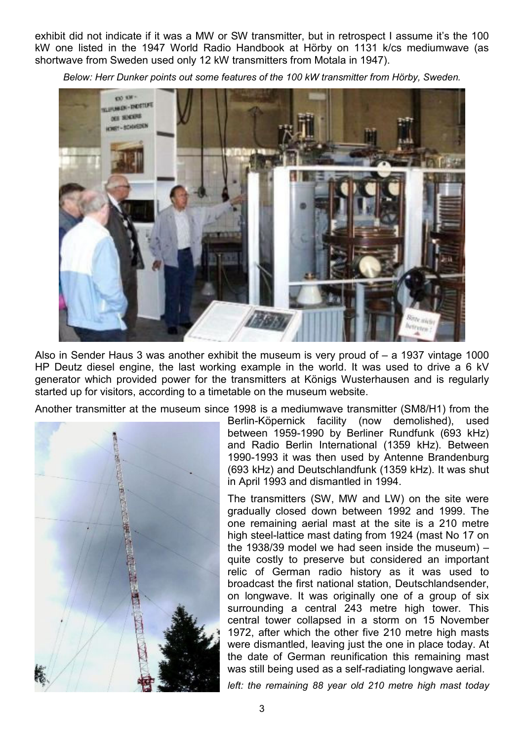exhibit did not indicate if it was a MW or SW transmitter, but in retrospect I assume it's the 100 kW one listed in the 1947 World Radio Handbook at Hörby on 1131 k/cs mediumwave (as shortwave from Sweden used only 12 kW transmitters from Motala in 1947).

*Below: Herr Dunker points out some features of the 100 kW transmitter from Hörby, Sweden.*

Also in Sender Haus 3 was another exhibit the museum is very proud of – a 1937 vintage 1000 HP Deutz diesel engine, the last working example in the world. It was used to drive a 6 kV generator which provided power for the transmitters at Königs Wusterhausen and is regularly started up for visitors, according to a timetable on the museum website.

Another transmitter at the museum since 1998 is a mediumwave transmitter (SM8/H1) from the Berlin-Köpernick facility (now demolished), used between 1959-1990 by Berliner Rundfunk (693 kHz) and Radio Berlin International (1359 kHz). Between 1990-1993 it was then used by Antenne Brandenburg (693 kHz) and Deutschlandfunk (1359 kHz). It was shut in April 1993 and dismantled in 1994.

The transmitters (SW, MW and LW) on the site were gradually closed down between 1992 and 1999. The one remaining aerial mast at the site is a 210 metre high steel-lattice mast dating from 1924 (mast No 17 on the 1938/39 model we had seen inside the museum) – quite costly to preserve but considered an important relic of German radio history as it was used to broadcast the first national station, Deutschlandsender, on longwave. It was originally one of a group of six surrounding a central 243 metre high tower. This central tower collapsed in a storm on 15 November 1972, after which the other five 210 metre high masts were dismantled, leaving just the one in place today. At the date of German reunification this remaining mast was still being used as a self-radiating longwave aerial.

*left: the remaining 88 year old 210 metre high mast today*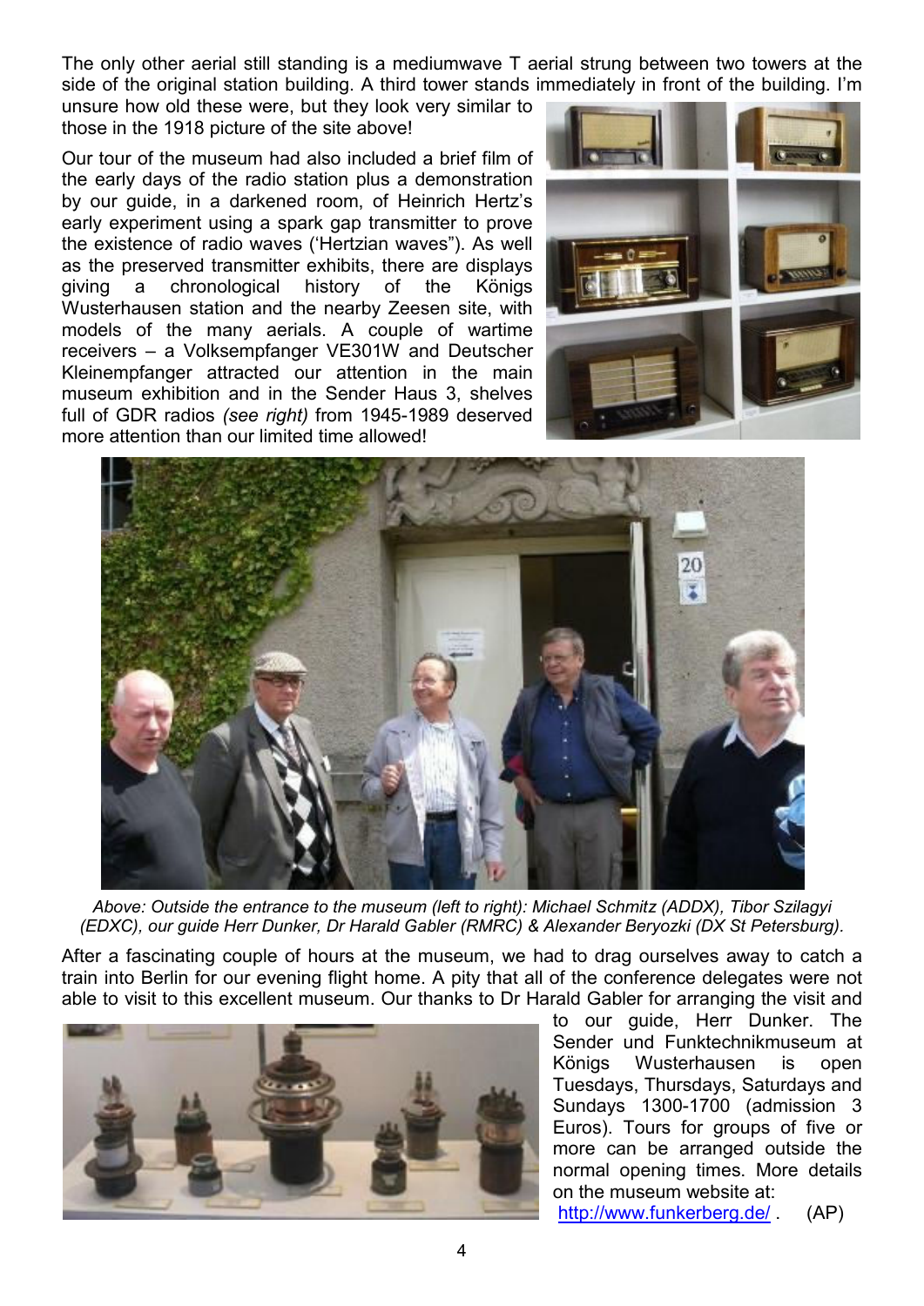The only other aerial still standing is a mediumwave T aerial strung between two towers at the side of the original station building. A third tower stands immediately in front of the building. I'm unsure how old these were, but they look very similar to those in the 1918 picture of the site above!

Our tour of the museum had also included a brief film of the early days of the radio station plus a demonstration by our guide, in a darkened room, of Heinrich Hertz's early experiment using a spark gap transmitter to prove the existence of radio waves ('Hertzian waves"). As well as the preserved transmitter exhibits, there are displays giving a chronological history of the Königs Wusterhausen station and the nearby Zeesen site, with models of the many aerials. A couple of wartime receivers – a Volksempfanger VE301W and Deutscher Kleinempfanger attracted our attention in the main museum exhibition and in the Sender Haus 3, shelves full of GDR radios *(see right)* from 1945-1989 deserved more attention than our limited time allowed!

*Above: Outside the entrance to the museum (left to right): Michael Schmitz (ADDX), Tibor Szilagyi (EDXC), our guide Herr Dunker, Dr Harald Gabler (RMRC) & Alexander Beryozki (DX St Petersburg).*

After a fascinating couple of hours at the museum, we had to drag ourselves away to catch a train into Berlin for our evening flight home. A pity that all of the conference delegates were not able to visit to this excellent museum. Our thanks to Dr Harald Gabler for arranging the visit and to our guide, Herr Dunker. The Sender und Funktechnikmuseum at Königs Wusterhausen is open Tuesdays, Thursdays, Saturdays and Sundays 1300-1700 (admission 3 Euros). Tours for groups of five or more can be arranged outside the normal opening times. More details on the museum website at: http://www.funkerberg.de/ . (AP)